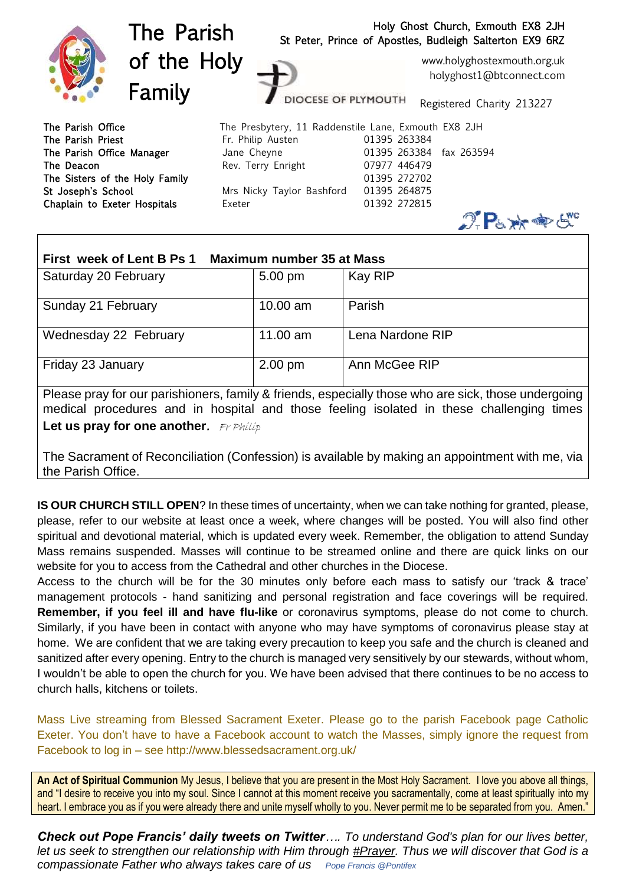# The Parish of the Holy Family

Holy Ghost Church, Exmouth EX8 2JH
St Peter, Prince of Apostles, Budleigh Salterton EX9 6RZ

DIOCESE OF PLYMOUTH

www.holyghostexmouth.org.uk
holyghost1@btconnect.com

Registered Charity 213227

| | | |
|---|---|---|
| The Parish Office | The Presbytery, 11 Raddenstile Lane, Exmouth EX8 2JH | |
| The Parish Priest | Fr. Philip Austen | 01395 263384 |
| The Parish Office Manager | Jane Cheyne | 01395 263384 fax 263594 |
| The Deacon | Rev. Terry Enright | 07977 446479 |
| The Sisters of the Holy Family | | 01395 272702 |
| St Joseph's School | Mrs Nicky Taylor Bashford | 01395 264875 |
| Chaplain to Exeter Hospitals | Exeter | 01392 272815 |

**First week of Lent B Ps 1 Maximum number 35 at Mass**

| | | |
|---|---|---|
| Saturday 20 February | 5.00 pm | Kay RIP |
| Sunday 21 February | 10.00 am | Parish |
| Wednesday 22 February | 11.00 am | Lena Nardone RIP |
| Friday 23 January | 2.00 pm | Ann McGee RIP |

Please pray for our parishioners, family & friends, especially those who are sick, those undergoing medical procedures and in hospital and those feeling isolated in these challenging times **Let us pray for one another.** *Fr Philip*

The Sacrament of Reconciliation (Confession) is available by making an appointment with me, via the Parish Office.

**IS OUR CHURCH STILL OPEN**? In these times of uncertainty, when we can take nothing for granted, please, please, refer to our website at least once a week, where changes will be posted. You will also find other spiritual and devotional material, which is updated every week. Remember, the obligation to attend Sunday Mass remains suspended. Masses will continue to be streamed online and there are quick links on our website for you to access from the Cathedral and other churches in the Diocese.

Access to the church will be for the 30 minutes only before each mass to satisfy our 'track & trace' management protocols - hand sanitizing and personal registration and face coverings will be required. **Remember, if you feel ill and have flu-like** or coronavirus symptoms, please do not come to church. Similarly, if you have been in contact with anyone who may have symptoms of coronavirus please stay at home. We are confident that we are taking every precaution to keep you safe and the church is cleaned and sanitized after every opening. Entry to the church is managed very sensitively by our stewards, without whom, I wouldn't be able to open the church for you. We have been advised that there continues to be no access to church halls, kitchens or toilets.

Mass Live streaming from Blessed Sacrament Exeter. Please go to the parish Facebook page Catholic Exeter. You don't have to have a Facebook account to watch the Masses, simply ignore the request from Facebook to log in – see http://www.blessedsacrament.org.uk/

**An Act of Spiritual Communion** My Jesus, I believe that you are present in the Most Holy Sacrament. I love you above all things, and "I desire to receive you into my soul. Since I cannot at this moment receive you sacramentally, come at least spiritually into my heart. I embrace you as if you were already there and unite myself wholly to you. Never permit me to be separated from you. Amen."

***Check out Pope Francis' daily tweets on Twitter****…. To understand God's plan for our lives better, let us seek to strengthen our relationship with Him through #Prayer. Thus we will discover that God is a compassionate Father who always takes care of us* *Pope Francis @Pontifex*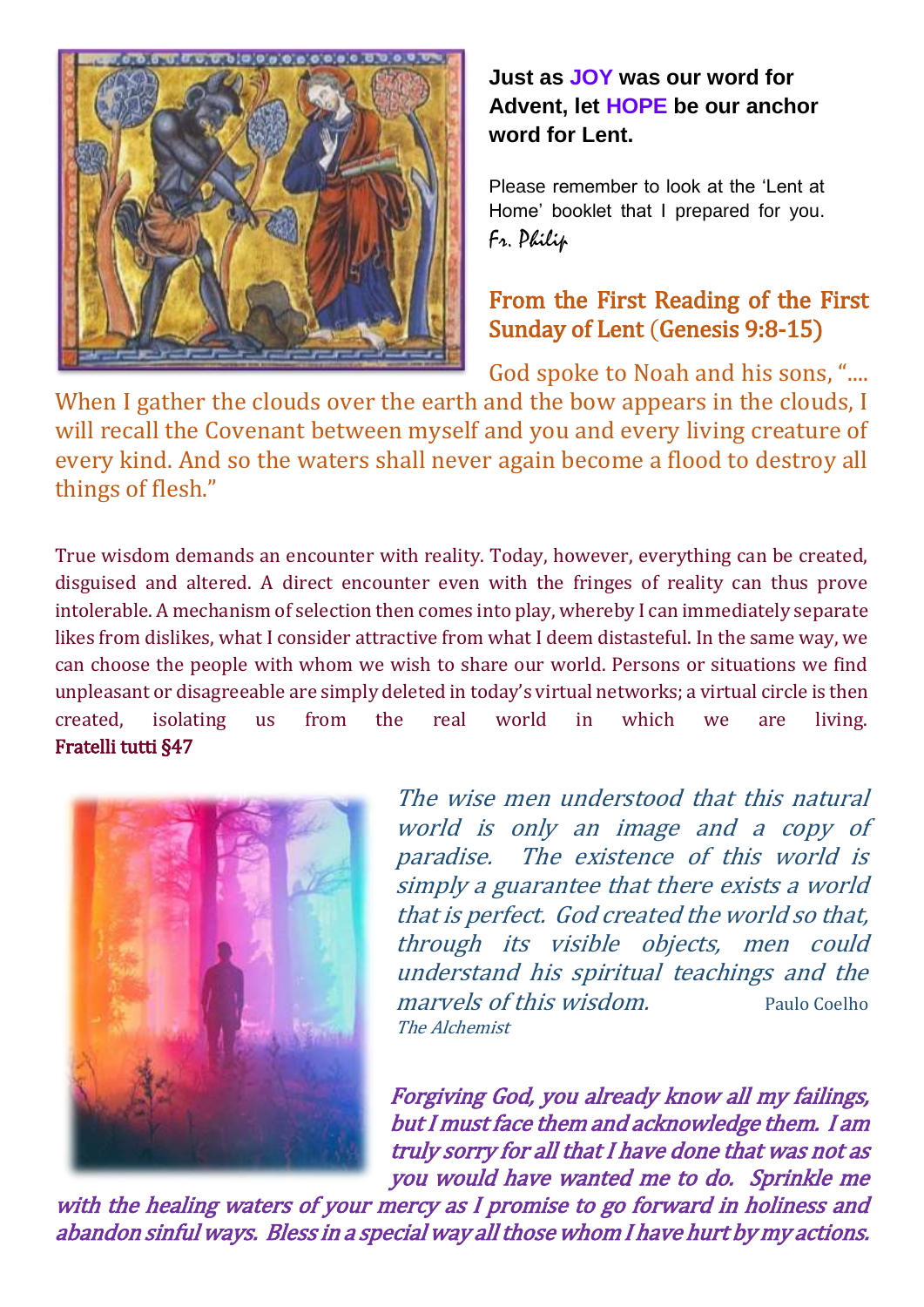**Just as JOY was our word for Advent, let HOPE be our anchor word for Lent.**

Please remember to look at the 'Lent at Home' booklet that I prepared for you.
*Fr. Philip*

## From the First Reading of the First Sunday of Lent (Genesis 9:8-15)

God spoke to Noah and his sons, ".... When I gather the clouds over the earth and the bow appears in the clouds, I will recall the Covenant between myself and you and every living creature of every kind. And so the waters shall never again become a flood to destroy all things of flesh."

True wisdom demands an encounter with reality. Today, however, everything can be created, disguised and altered. A direct encounter even with the fringes of reality can thus prove intolerable. A mechanism of selection then comes into play, whereby I can immediately separate likes from dislikes, what I consider attractive from what I deem distasteful. In the same way, we can choose the people with whom we wish to share our world. Persons or situations we find unpleasant or disagreeable are simply deleted in today's virtual networks; a virtual circle is then created, isolating us from the real world in which we are living.
**Fratelli tutti §47**

*The wise men understood that this natural world is only an image and a copy of paradise. The existence of this world is simply a guarantee that there exists a world that is perfect. God created the world so that, through its visible objects, men could understand his spiritual teachings and the marvels of this wisdom.* Paulo Coelho
*The Alchemist*

***Forgiving God, you already know all my failings, but I must face them and acknowledge them. I am truly sorry for all that I have done that was not as you would have wanted me to do. Sprinkle me with the healing waters of your mercy as I promise to go forward in holiness and abandon sinful ways. Bless in a special way all those whom I have hurt by my actions.***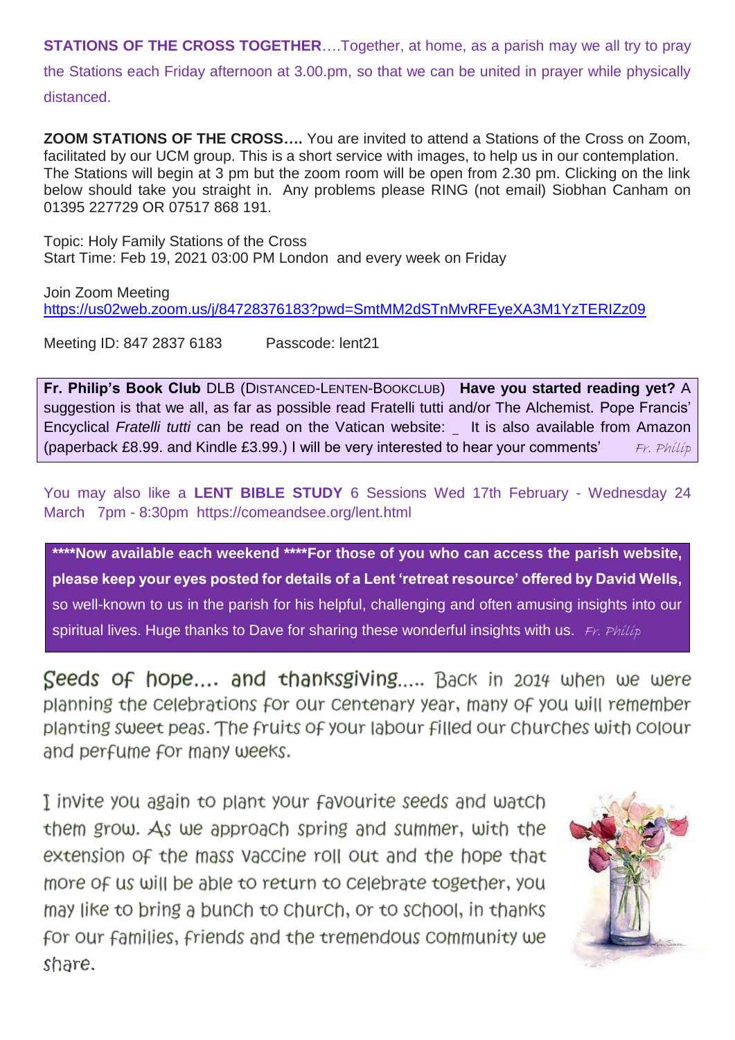**STATIONS OF THE CROSS TOGETHER**….Together, at home, as a parish may we all try to pray the Stations each Friday afternoon at 3.00.pm, so that we can be united in prayer while physically distanced.

**ZOOM STATIONS OF THE CROSS….** You are invited to attend a Stations of the Cross on Zoom, facilitated by our UCM group. This is a short service with images, to help us in our contemplation. The Stations will begin at 3 pm but the zoom room will be open from 2.30 pm. Clicking on the link below should take you straight in. Any problems please RING (not email) Siobhan Canham on 01395 227729 OR 07517 868 191.

Topic: Holy Family Stations of the Cross
Start Time: Feb 19, 2021 03:00 PM London and every week on Friday

Join Zoom Meeting
https://us02web.zoom.us/j/84728376183?pwd=SmtMM2dSTnMvRFEyeXA3M1YzTERIZz09

Meeting ID: 847 2837 6183 Passcode: lent21

**Fr. Philip's Book Club** DLB (DISTANCED-LENTEN-BOOKCLUB) **Have you started reading yet?** A suggestion is that we all, as far as possible read Fratelli tutti and/or The Alchemist. Pope Francis' Encyclical *Fratelli tutti* can be read on the Vatican website: _ It is also available from Amazon (paperback £8.99. and Kindle £3.99.) I will be very interested to hear your comments' *Fr. Philip*

You may also like a **LENT BIBLE STUDY** 6 Sessions Wed 17th February - Wednesday 24 March 7pm - 8:30pm https://comeandsee.org/lent.html

**\*\*\*\*Now available each weekend \*\*\*\*For those of you who can access the parish website, please keep your eyes posted for details of a Lent 'retreat resource' offered by David Wells,** so well-known to us in the parish for his helpful, challenging and often amusing insights into our spiritual lives. Huge thanks to Dave for sharing these wonderful insights with us. *Fr. Philip*

Seeds of hope…. and thanksgiving….. Back in 2014 when we were planning the celebrations for our centenary year, many of you will remember planting sweet peas. The fruits of your labour filled our churches with colour and perfume for many weeks.

I invite you again to plant your favourite seeds and watch them grow. As we approach spring and summer, with the extension of the mass vaccine roll out and the hope that more of us will be able to return to celebrate together, you may like to bring a bunch to church, or to school, in thanks for our families, friends and the tremendous community we share.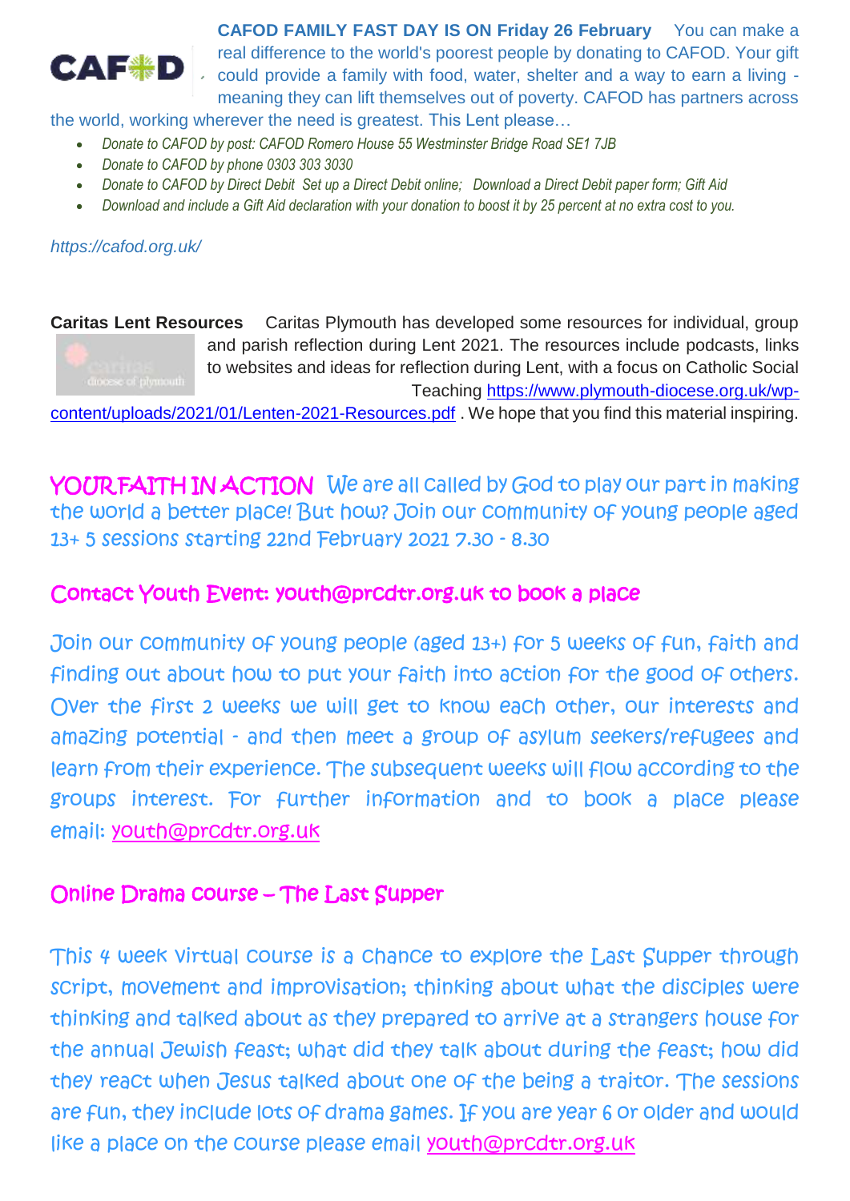**CAFOD FAMILY FAST DAY IS ON Friday 26 February** You can make a real difference to the world's poorest people by donating to CAFOD. Your gift could provide a family with food, water, shelter and a way to earn a living - meaning they can lift themselves out of poverty. CAFOD has partners across the world, working wherever the need is greatest. This Lent please…

- *Donate to CAFOD by post: CAFOD Romero House 55 Westminster Bridge Road SE1 7JB*
- *Donate to CAFOD by phone 0303 303 3030*
- *Donate to CAFOD by Direct Debit Set up a Direct Debit online; Download a Direct Debit paper form; Gift Aid*
- *Download and include a Gift Aid declaration with your donation to boost it by 25 percent at no extra cost to you.*

*https://cafod.org.uk/*

**Caritas Lent Resources** Caritas Plymouth has developed some resources for individual, group and parish reflection during Lent 2021. The resources include podcasts, links to websites and ideas for reflection during Lent, with a focus on Catholic Social Teaching https://www.plymouth-diocese.org.uk/wp-content/uploads/2021/01/Lenten-2021-Resources.pdf . We hope that you find this material inspiring.

YOUR FAITH IN ACTION We are all called by God to play our part in making the world a better place! But how? Join our community of young people aged 13+ 5 sessions starting 22nd February 2021 7.30 - 8.30

Contact Youth Event: youth@prcdtr.org.uk to book a place

Join our community of young people (aged 13+) for 5 weeks of fun, faith and finding out about how to put your faith into action for the good of others. Over the first 2 weeks we will get to know each other, our interests and amazing potential - and then meet a group of asylum seekers/refugees and learn from their experience. The subsequent weeks will flow according to the groups interest. For further information and to book a place please email: youth@prcdtr.org.uk

Online Drama course – The Last Supper

This 4 week virtual course is a chance to explore the Last Supper through script, movement and improvisation; thinking about what the disciples were thinking and talked about as they prepared to arrive at a strangers house for the annual Jewish feast; what did they talk about during the feast; how did they react when Jesus talked about one of the being a traitor. The sessions are fun, they include lots of drama games. If you are year 6 or older and would like a place on the course please email youth@prcdtr.org.uk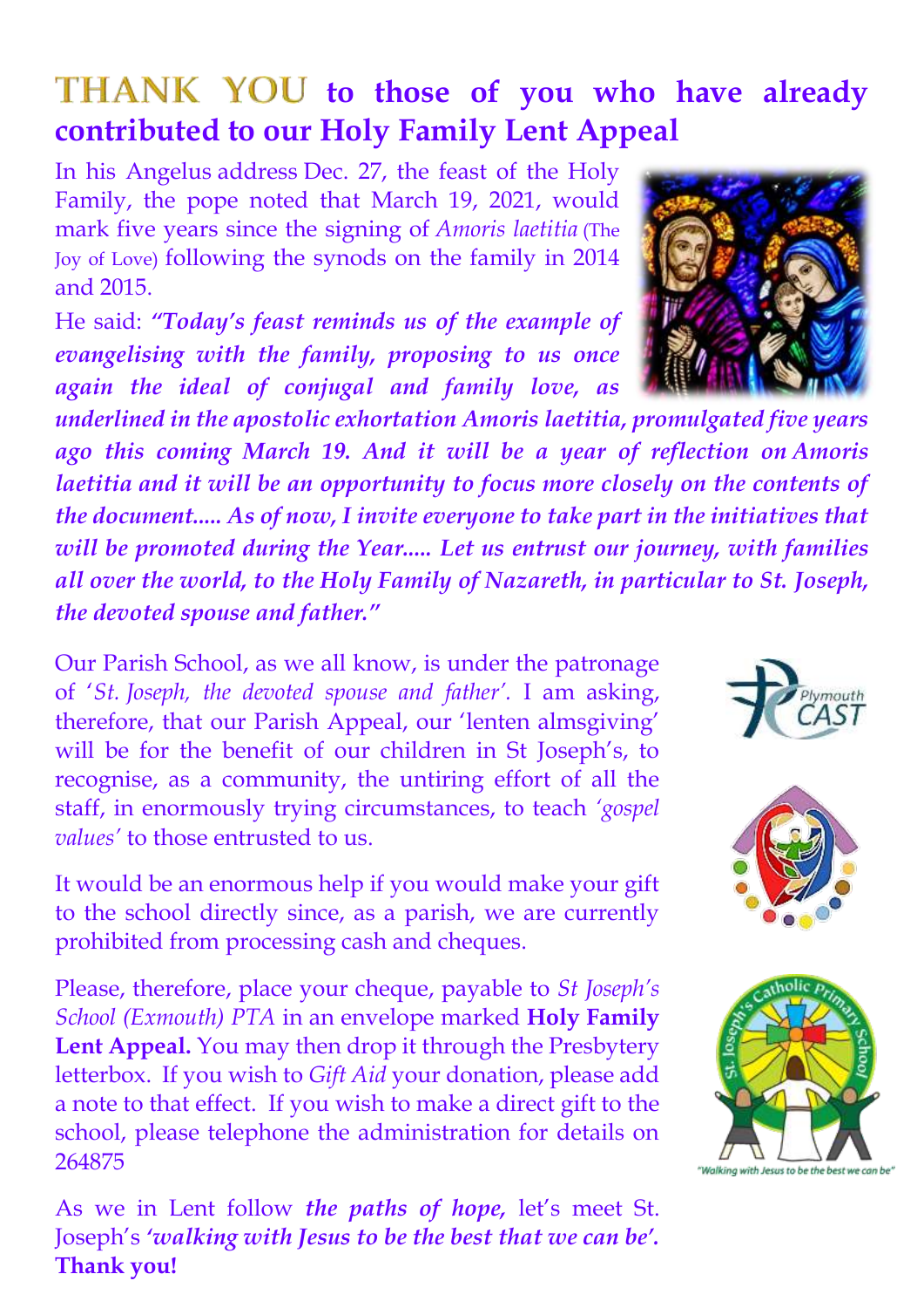# THANK YOU to those of you who have already contributed to our Holy Family Lent Appeal

In his Angelus address Dec. 27, the feast of the Holy Family, the pope noted that March 19, 2021, would mark five years since the signing of *Amoris laetitia* (The Joy of Love) following the synods on the family in 2014 and 2015.

He said: ***"Today's feast reminds us of the example of evangelising with the family, proposing to us once again the ideal of conjugal and family love, as underlined in the apostolic exhortation Amoris laetitia, promulgated five years ago this coming March 19. And it will be a year of reflection on Amoris laetitia and it will be an opportunity to focus more closely on the contents of the document..... As of now, I invite everyone to take part in the initiatives that will be promoted during the Year..... Let us entrust our journey, with families all over the world, to the Holy Family of Nazareth, in particular to St. Joseph, the devoted spouse and father."***

Our Parish School, as we all know, is under the patronage of '*St. Joseph, the devoted spouse and father'*. I am asking, therefore, that our Parish Appeal, our 'lenten almsgiving' will be for the benefit of our children in St Joseph's, to recognise, as a community, the untiring effort of all the staff, in enormously trying circumstances, to teach *'gospel values'* to those entrusted to us.

It would be an enormous help if you would make your gift to the school directly since, as a parish, we are currently prohibited from processing cash and cheques.

Please, therefore, place your cheque, payable to *St Joseph's School (Exmouth) PTA* in an envelope marked **Holy Family Lent Appeal.** You may then drop it through the Presbytery letterbox. If you wish to *Gift Aid* your donation, please add a note to that effect. If you wish to make a direct gift to the school, please telephone the administration for details on 264875

As we in Lent follow ***the paths of hope,*** let's meet St. Joseph's ***'walking with Jesus to be the best that we can be'.*** **Thank you!**

"Walking with Jesus to be the best we can be"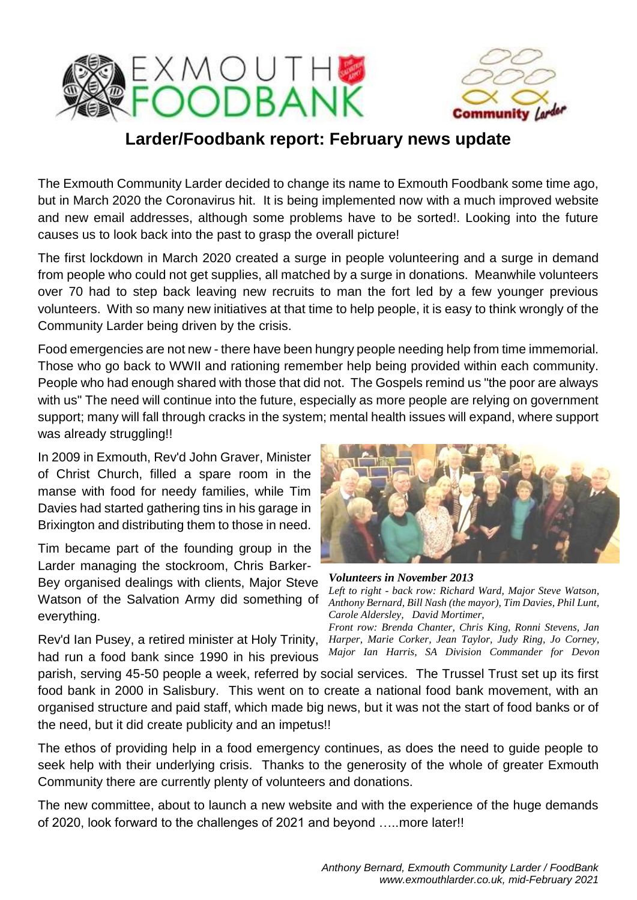# Larder/Foodbank report: February news update

The Exmouth Community Larder decided to change its name to Exmouth Foodbank some time ago, but in March 2020 the Coronavirus hit. It is being implemented now with a much improved website and new email addresses, although some problems have to be sorted!. Looking into the future causes us to look back into the past to grasp the overall picture!

The first lockdown in March 2020 created a surge in people volunteering and a surge in demand from people who could not get supplies, all matched by a surge in donations. Meanwhile volunteers over 70 had to step back leaving new recruits to man the fort led by a few younger previous volunteers. With so many new initiatives at that time to help people, it is easy to think wrongly of the Community Larder being driven by the crisis.

Food emergencies are not new - there have been hungry people needing help from time immemorial. Those who go back to WWII and rationing remember help being provided within each community. People who had enough shared with those that did not. The Gospels remind us "the poor are always with us" The need will continue into the future, especially as more people are relying on government support; many will fall through cracks in the system; mental health issues will expand, where support was already struggling!!

In 2009 in Exmouth, Rev'd John Graver, Minister of Christ Church, filled a spare room in the manse with food for needy families, while Tim Davies had started gathering tins in his garage in Brixington and distributing them to those in need.

Tim became part of the founding group in the Larder managing the stockroom, Chris Barker-Bey organised dealings with clients, Major Steve Watson of the Salvation Army did something of everything.

***Volunteers in November 2013***

*Left to right - back row: Richard Ward, Major Steve Watson, Anthony Bernard, Bill Nash (the mayor), Tim Davies, Phil Lunt, Carole Aldersley, David Mortimer,*
*Front row: Brenda Chanter, Chris King, Ronni Stevens, Jan Harper, Marie Corker, Jean Taylor, Judy Ring, Jo Corney, Major Ian Harris, SA Division Commander for Devon*

Rev'd Ian Pusey, a retired minister at Holy Trinity, had run a food bank since 1990 in his previous parish, serving 45-50 people a week, referred by social services. The Trussel Trust set up its first food bank in 2000 in Salisbury. This went on to create a national food bank movement, with an organised structure and paid staff, which made big news, but it was not the start of food banks or of the need, but it did create publicity and an impetus!!

The ethos of providing help in a food emergency continues, as does the need to guide people to seek help with their underlying crisis. Thanks to the generosity of the whole of greater Exmouth Community there are currently plenty of volunteers and donations.

The new committee, about to launch a new website and with the experience of the huge demands of 2020, look forward to the challenges of 2021 and beyond …..more later!!

*Anthony Bernard, Exmouth Community Larder / FoodBank*
*www.exmouthlarder.co.uk, mid-February 2021*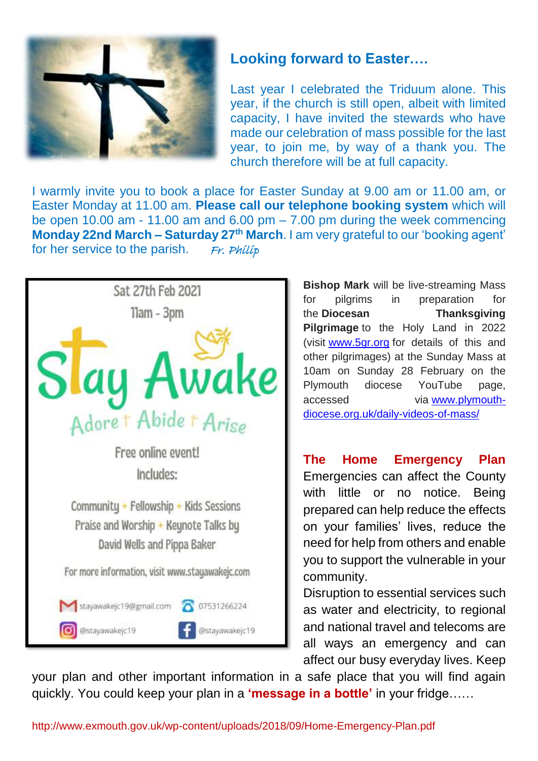## Looking forward to Easter….

Last year I celebrated the Triduum alone. This year, if the church is still open, albeit with limited capacity, I have invited the stewards who have made our celebration of mass possible for the last year, to join me, by way of a thank you. The church therefore will be at full capacity.

I warmly invite you to book a place for Easter Sunday at 9.00 am or 11.00 am, or Easter Monday at 11.00 am. **Please call our telephone booking system** which will be open 10.00 am - 11.00 am and 6.00 pm – 7.00 pm during the week commencing **Monday 22nd March – Saturday 27th March**. I am very grateful to our 'booking agent' for her service to the parish. *Fr. Philip*

Sat 27th Feb 2021

11am - 3pm

**Stay Awake**

Adore + Abide + Arise

Free online event!

Includes:

Community + Fellowship + Kids Sessions
Praise and Worship + Keynote Talks by
David Wells and Pippa Baker

For more information, visit www.stayawakejc.com

stayawakejc19@gmail.com
07531266224
@stayawakejc19
@stayawakejc19

**Bishop Mark** will be live-streaming Mass for pilgrims in preparation for the **Diocesan Thanksgiving Pilgrimage** to the Holy Land in 2022 (visit www.5gr.org for details of this and other pilgrimages) at the Sunday Mass at 10am on Sunday 28 February on the Plymouth diocese YouTube page, accessed via www.plymouth-diocese.org.uk/daily-videos-of-mass/

**The Home Emergency Plan**

Emergencies can affect the County with little or no notice. Being prepared can help reduce the effects on your families' lives, reduce the need for help from others and enable you to support the vulnerable in your community.

Disruption to essential services such as water and electricity, to regional and national travel and telecoms are all ways an emergency and can affect our busy everyday lives. Keep your plan and other important information in a safe place that you will find again quickly. You could keep your plan in a **'message in a bottle'** in your fridge……

http://www.exmouth.gov.uk/wp-content/uploads/2018/09/Home-Emergency-Plan.pdf